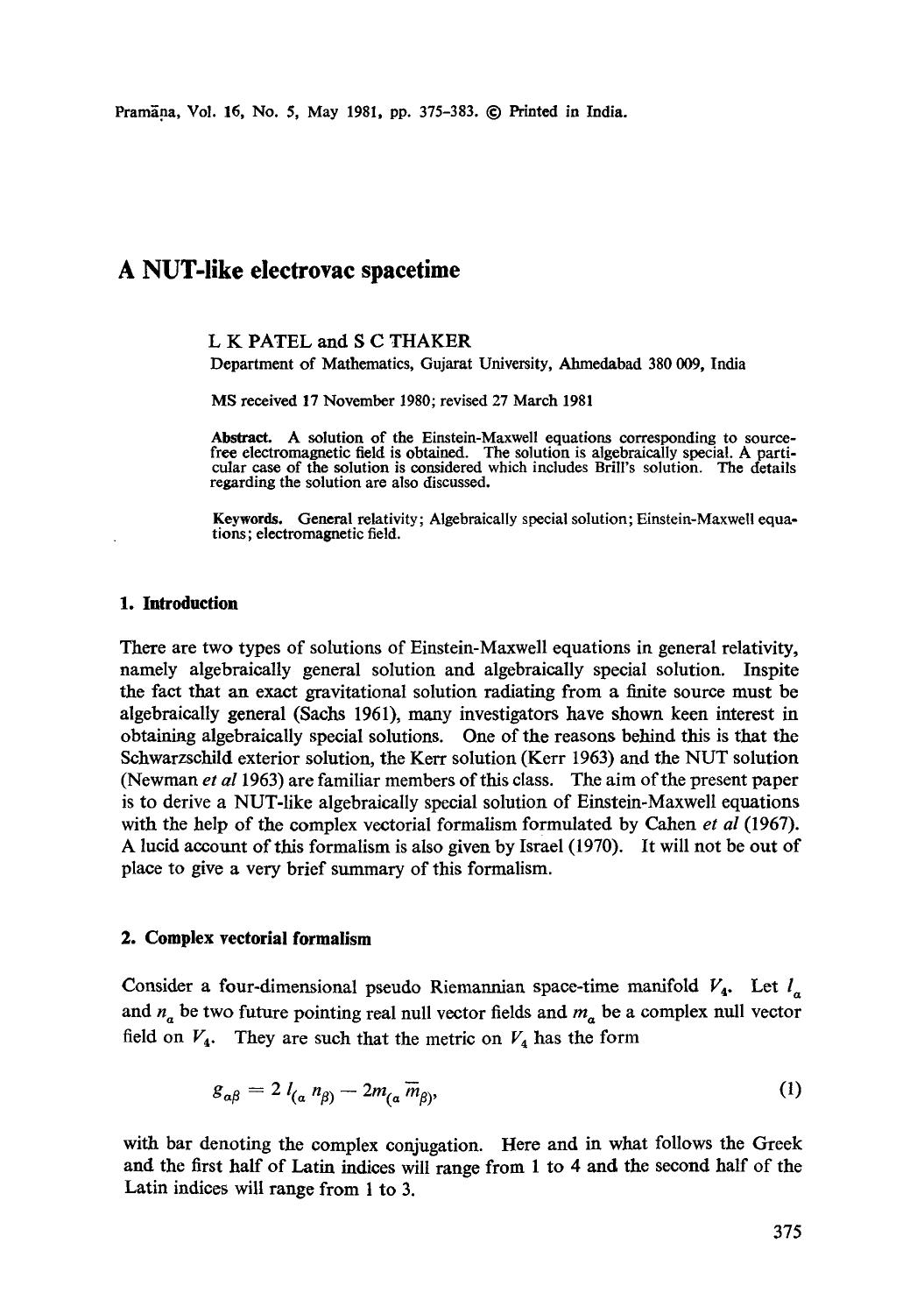# A NUT-like electrovac spacetime

L K PATEL and S C THAKER

Department of Mathematics, Gujarat University, Ahmedabad 380 009, India

MS received 17 November 1980; revised 27 March 1981

**Abstract.** A solution of the Einstein-Maxwell equations corresponding to source-free electromagnetic field is obtained. The solution is algebraically special. A particular case of the solution is considered which includes Brill's solution. The details regarding the solution are also discussed.

**Keywords.** General relativity; Algebraically special solution; Einstein-Maxwell equations; electromagnetic field.

## 1. Introduction

There are two types of solutions of Einstein-Maxwell equations in general relativity, namely algebraically general solution and algebraically special solution. Inspite the fact that an exact gravitational solution radiating from a finite source must be algebraically general (Sachs 1961), many investigators have shown keen interest in obtaining algebraically special solutions. One of the reasons behind this is that the Schwarzschild exterior solution, the Kerr solution (Kerr 1963) and the NUT solution (Newman *et al* 1963) are familiar members of this class. The aim of the present paper is to derive a NUT-like algebraically special solution of Einstein-Maxwell equations with the help of the complex vectorial formalism formulated by Cahen *et al* (1967). A lucid account of this formalism is also given by Israel (1970). It will not be out of place to give a very brief summary of this formalism.

## 2. Complex vectorial formalism

Consider a four-dimensional pseudo Riemannian space-time manifold $V_4$. Let $l_a$ and $n_a$ be two future pointing real null vector fields and $m_a$ be a complex null vector field on $V_4$. They are such that the metric on $V_4$ has the form

$$g_{\alpha\beta} = 2\, l_{(\alpha}\, n_{\beta)} - 2m_{(\alpha}\, \overline{m}_{\beta)}, \tag{1}$$

with bar denoting the complex conjugation. Here and in what follows the Greek and the first half of Latin indices will range from 1 to 4 and the second half of the Latin indices will range from 1 to 3.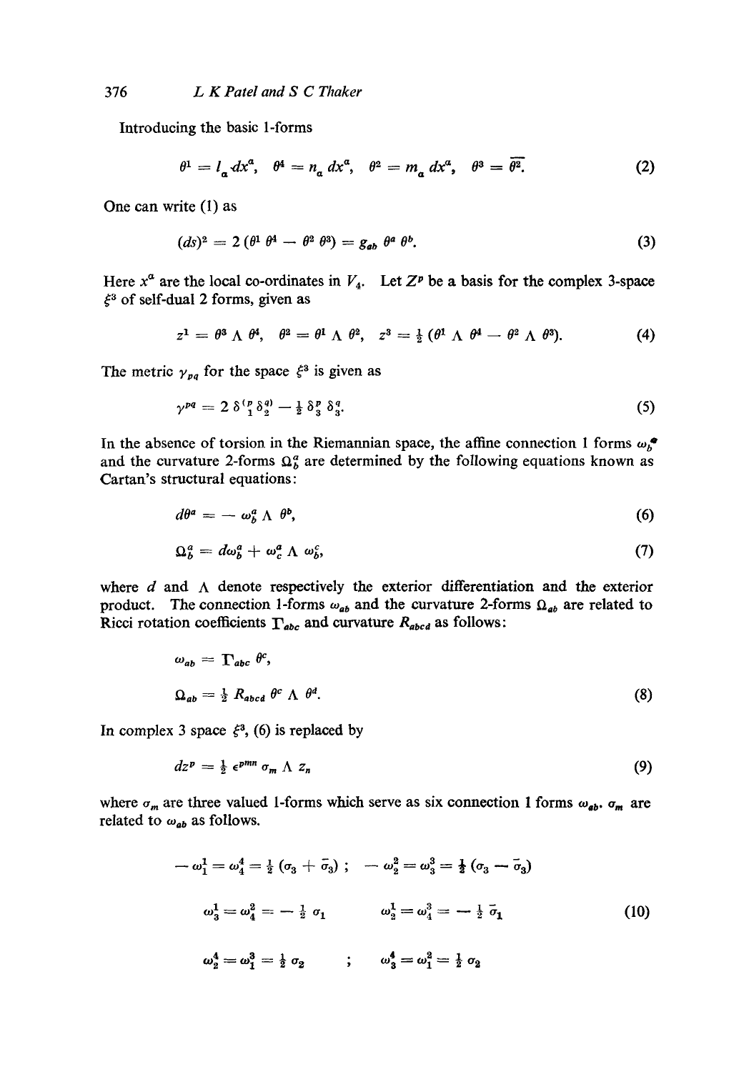Introducing the basic 1-forms

$$\theta^1 = l_a dx^a, \quad \theta^4 = n_a dx^a, \quad \theta^2 = m_a dx^a, \quad \theta^3 = \overline{\theta^2}. \tag{2}$$

One can write (1) as

$$(ds)^2 = 2(\theta^1 \theta^4 - \theta^2 \theta^3) = g_{ab} \theta^a \theta^b. \tag{3}$$

Here $x^a$ are the local co-ordinates in $V_4$. Let $Z^p$ be a basis for the complex 3-space $\xi^3$ of self-dual 2 forms, given as

$$z^1 = \theta^3 \wedge \theta^4, \quad \theta^2 = \theta^1 \wedge \theta^2, \quad z^3 = \tfrac{1}{2}(\theta^1 \wedge \theta^4 - \theta^2 \wedge \theta^3). \tag{4}$$

The metric $\gamma_{pq}$ for the space $\xi^3$ is given as

$$\gamma^{pq} = 2\,\delta^{(p}_{1}\delta^{q)}_{2} - \tfrac{1}{2}\delta^p_3 \delta^q_3. \tag{5}$$

In the absence of torsion in the Riemannian space, the affine connection 1 forms $\omega_b^a$ and the curvature 2-forms $\Omega^a_b$ are determined by the following equations known as Cartan's structural equations:

$$d\theta^a = -\,\omega^a_b \wedge \theta^b, \tag{6}$$

$$\Omega^a_b = d\omega^a_b + \omega^a_c \wedge \omega^c_b, \tag{7}$$

where $d$ and $\wedge$ denote respectively the exterior differentiation and the exterior product. The connection 1-forms $\omega_{ab}$ and the curvature 2-forms $\Omega_{ab}$ are related to Ricci rotation coefficients $\Gamma_{abc}$ and curvature $R_{abcd}$ as follows:

$$\omega_{ab} = \Gamma_{abc}\,\theta^c,$$

$$\Omega_{ab} = \tfrac{1}{2} R_{abcd}\,\theta^c \wedge \theta^d. \tag{8}$$

In complex 3 space $\xi^3$, (6) is replaced by

$$dz^p = \tfrac{1}{2}\,\epsilon^{pmn}\,\sigma_m \wedge z_n \tag{9}$$

where $\sigma_m$ are three valued 1-forms which serve as six connection 1 forms $\omega_{ab}$. $\sigma_m$ are related to $\omega_{ab}$ as follows.

$$-\,\omega^1_1 = \omega^4_4 = \tfrac{1}{2}(\sigma_3 + \bar{\sigma}_3)\,; \qquad -\,\omega^2_2 = \omega^3_3 = \tfrac{1}{2}(\sigma_3 - \bar{\sigma}_3)$$

$$\omega^1_3 = \omega^2_4 = -\,\tfrac{1}{2}\sigma_1 \qquad\qquad \omega^1_2 = \omega^3_4 = -\,\tfrac{1}{2}\bar{\sigma}_1 \tag{10}$$

$$\omega^4_2 = \omega^3_1 = \tfrac{1}{2}\sigma_2 \qquad ; \qquad \omega^4_3 = \omega^2_1 = \tfrac{1}{2}\sigma_2$$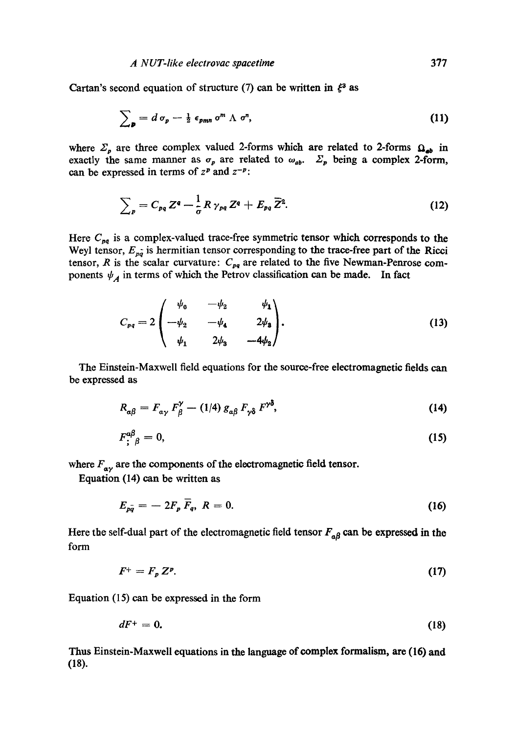Cartan's second equation of structure (7) can be written in $\xi^3$ as

$$\sum\nolimits_p = d\,\sigma_p - \tfrac{1}{2}\,\epsilon_{pmn}\,\sigma^m \wedge \sigma^n, \tag{11}$$

where $\Sigma_p$ are three complex valued 2-forms which are related to 2-forms $\Omega_{ab}$ in exactly the same manner as $\sigma_p$ are related to $\omega_{ab}$. $\Sigma_p$ being a complex 2-form, can be expressed in terms of $z^p$ and $z^{-p}$:

$$\sum\nolimits_p = C_{pq}\,Z^q - \frac{1}{\sigma}\,R\,\gamma_{pq}\,Z^q + E_{pq}\,\bar{Z}^2. \tag{12}$$

Here $C_{pq}$ is a complex-valued trace-free symmetric tensor which corresponds to the Weyl tensor, $E_{p\bar{q}}$ is hermitian tensor corresponding to the trace-free part of the Ricci tensor, $R$ is the scalar curvature: $C_{pq}$ are related to the five Newman-Penrose components $\psi_A$ in terms of which the Petrov classification can be made. In fact

$$C_{pq} = 2\begin{pmatrix} \psi_0 & -\psi_2 & \psi_1 \\ -\psi_2 & -\psi_4 & 2\psi_3 \\ \psi_1 & 2\psi_3 & -4\psi_2 \end{pmatrix}. \tag{13}$$

The Einstein-Maxwell field equations for the source-free electromagnetic fields can be expressed as

$$R_{\alpha\beta} = F_{\alpha\gamma}\,F^{\gamma}_{\beta} - (1/4)\,g_{\alpha\beta}\,F_{\gamma\delta}\,F^{\gamma\delta}, \tag{14}$$

$$F^{\alpha\beta}_{;\,\beta} = 0, \tag{15}$$

where $F_{\alpha\gamma}$ are the components of the electromagnetic field tensor.

Equation (14) can be written as

$$E_{p\bar{q}} = -\,2F_p\,\bar{F}_q, \quad R = 0. \tag{16}$$

Here the self-dual part of the electromagnetic field tensor $F_{\alpha\beta}$ can be expressed in the form

$$F^+ = F_p\,Z^p. \tag{17}$$

Equation (15) can be expressed in the form

$$dF^+ = 0. \tag{18}$$

Thus Einstein-Maxwell equations in the language of complex formalism, are (16) and (18).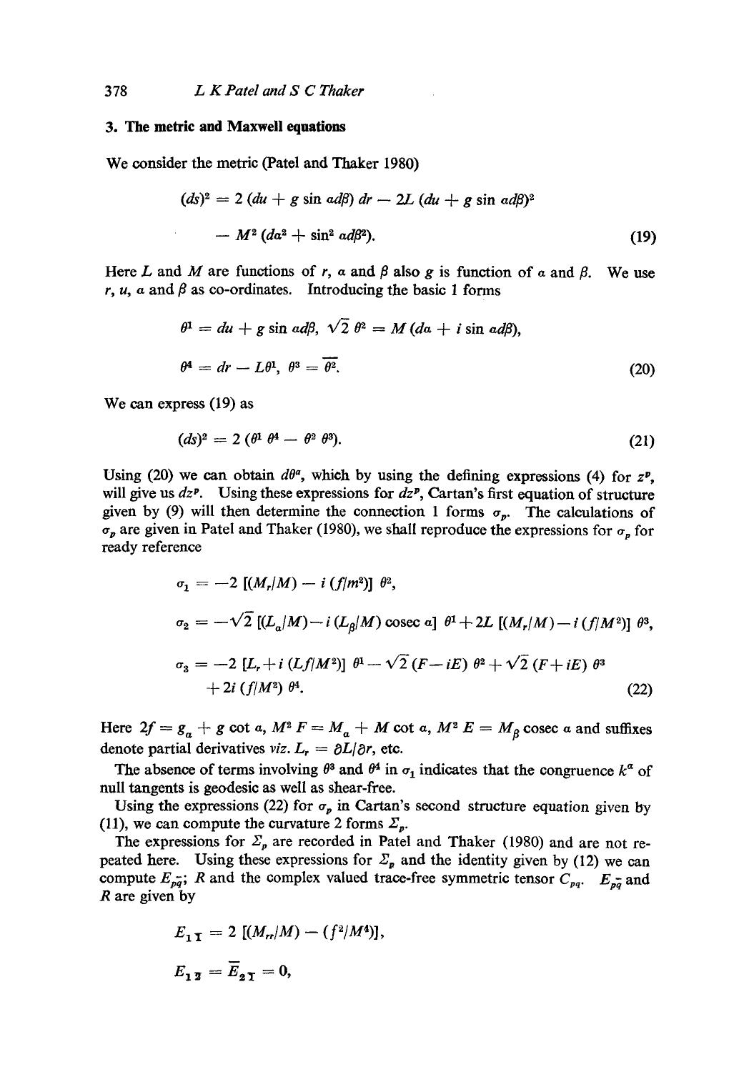### 3. The metric and Maxwell equations

We consider the metric (Patel and Thaker 1980)

$$(ds)^2 = 2\,(du + g \sin \alpha d\beta)\, dr - 2L\,(du + g \sin \alpha d\beta)^2 - M^2\,(d\alpha^2 + \sin^2 \alpha d\beta^2). \tag{19}$$

Here $L$ and $M$ are functions of $r$, $\alpha$ and $\beta$ also $g$ is function of $\alpha$ and $\beta$. We use $r$, $u$, $\alpha$ and $\beta$ as co-ordinates. Introducing the basic 1 forms

$$\theta^1 = du + g \sin \alpha d\beta, \quad \sqrt{2}\,\theta^2 = M\,(d\alpha + i \sin \alpha d\beta),$$

$$\theta^4 = dr - L\theta^1, \quad \theta^3 = \overline{\theta^2}. \tag{20}$$

We can express (19) as

$$(ds)^2 = 2\,(\theta^1\,\theta^4 - \theta^2\,\theta^3). \tag{21}$$

Using (20) we can obtain $d\theta^a$, which by using the defining expressions (4) for $z^p$, will give us $dz^p$. Using these expressions for $dz^p$, Cartan's first equation of structure given by (9) will then determine the connection 1 forms $\sigma_p$. The calculations of $\sigma_p$ are given in Patel and Thaker (1980), we shall reproduce the expressions for $\sigma_p$ for ready reference

$$\sigma_1 = -2\,[(M_r/M) - i\,(f/m^2)]\,\theta^2,$$

$$\sigma_2 = -\sqrt{2}\,[(L_\alpha/M) - i\,(L_\beta/M)\,\text{cosec}\,\alpha]\,\theta^1 + 2L\,[(M_r/M) - i\,(f/M^2)]\,\theta^3,$$

$$\sigma_3 = -2\,[L_r + i\,(Lf/M^2)]\,\theta^1 - \sqrt{2}\,(F - iE)\,\theta^2 + \sqrt{2}\,(F + iE)\,\theta^3 + 2i\,(f/M^2)\,\theta^4. \tag{22}$$

Here $2f = g_\alpha + g \cot \alpha$, $M^2 F = M_\alpha + M \cot \alpha$, $M^2 E = M_\beta\, \text{cosec}\,\alpha$ and suffixes denote partial derivatives *viz*. $L_r = \partial L/\partial r$, etc.

The absence of terms involving $\theta^3$ and $\theta^4$ in $\sigma_1$ indicates that the congruence $k^\alpha$ of null tangents is geodesic as well as shear-free.

Using the expressions (22) for $\sigma_p$ in Cartan's second structure equation given by (11), we can compute the curvature 2 forms $\Sigma_p$.

The expressions for $\Sigma_p$ are recorded in Patel and Thaker (1980) and are not repeated here. Using these expressions for $\Sigma_p$ and the identity given by (12) we can compute $E_{p\bar{q}}$; $R$ and the complex valued trace-free symmetric tensor $C_{pq}$. $E_{p\bar{q}}$ and $R$ are given by

$$E_{1\bar{1}} = 2\,[(M_{rr}/M) - (f^2/M^4)],$$

$$E_{1\bar{2}} = \overline{E}_{2\bar{1}} = 0,$$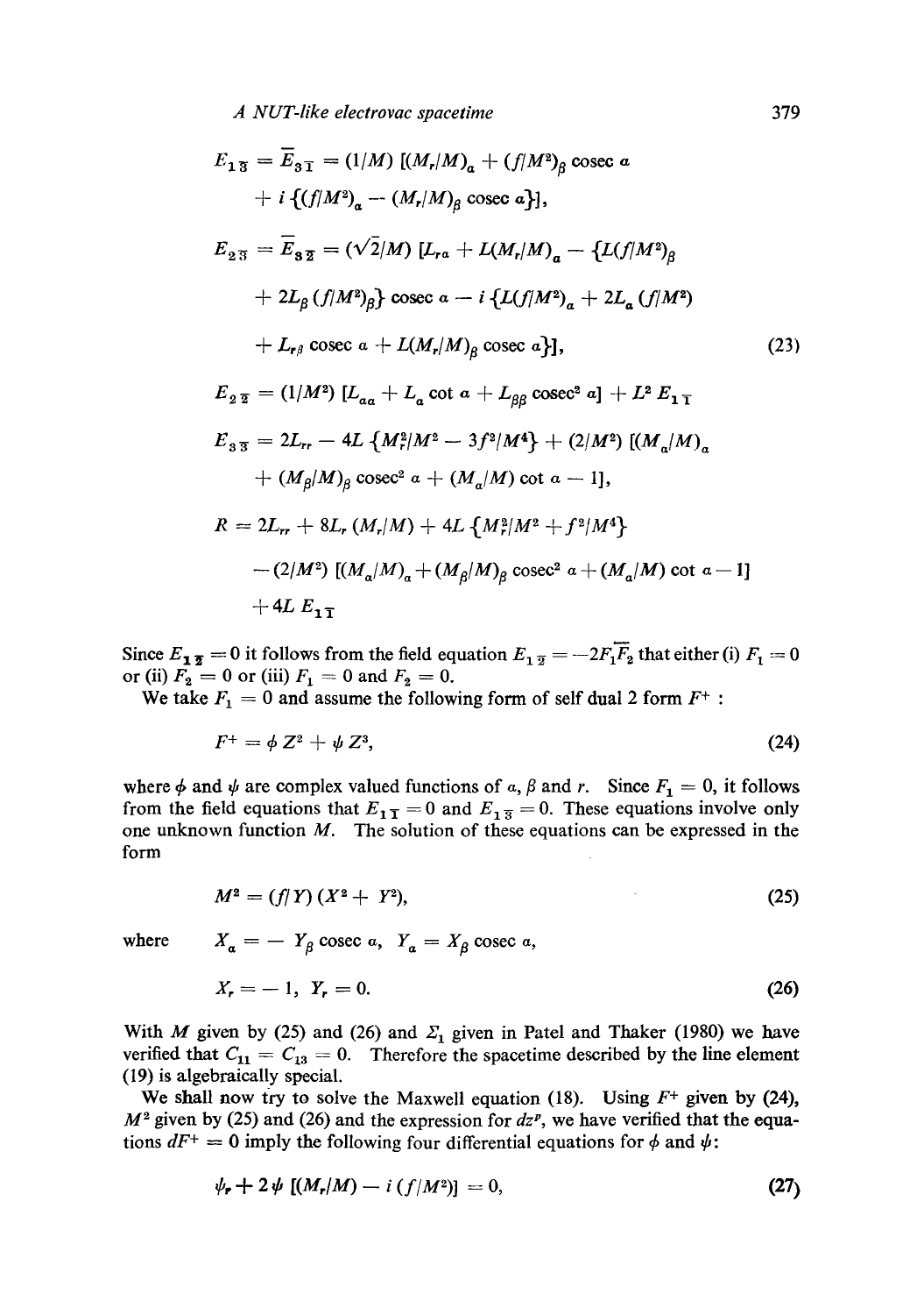$$
\begin{aligned}
E_{1\bar{3}} &= \bar{E}_{3\bar{1}} = (1/M)\,[(M_r/M)_\alpha + (f/M^2)_\beta \operatorname{cosec}\alpha \\
&\quad + i\,\{(f/M^2)_\alpha - (M_r/M)_\beta \operatorname{cosec}\alpha\}],\\
E_{2\bar{3}} &= \bar{E}_{3\bar{2}} = (\sqrt{2}/M)\,[L_{r\alpha} + L(M_r/M)_\alpha - \{L(f/M^2)_\beta \\
&\quad + 2L_\beta\,(f/M^2)_\beta\} \operatorname{cosec}\alpha - i\,\{L(f/M^2)_\alpha + 2L_\alpha\,(f/M^2) \\
&\quad + L_{r\beta} \operatorname{cosec}\alpha + L(M_r/M)_\beta \operatorname{cosec}\alpha\}],\\
E_{2\bar{2}} &= (1/M^2)\,[L_{\alpha\alpha} + L_\alpha \cot\alpha + L_{\beta\beta} \operatorname{cosec}^2\alpha] + L^2 E_{1\bar{1}}\\
E_{3\bar{3}} &= 2L_{rr} - 4L\,\{M_r^2/M^2 - 3f^2/M^4\} + (2/M^2)\,[(M_\alpha/M)_\alpha \\
&\quad + (M_\beta/M)_\beta \operatorname{cosec}^2\alpha + (M_\alpha/M)\cot\alpha - 1],\\
R &= 2L_{rr} + 8L_r\,(M_r/M) + 4L\,\{M_r^2/M^2 + f^2/M^4\} \\
&\quad - (2/M^2)\,[(M_\alpha/M)_\alpha + (M_\beta/M)_\beta \operatorname{cosec}^2\alpha + (M_\alpha/M)\cot\alpha - 1] \\
&\quad + 4L\,E_{1\bar{1}}
\end{aligned}
\tag{23}
$$

Since $E_{1\bar{2}} = 0$ it follows from the field equation $E_{1\bar{2}} = -2F_1\bar{F}_2$ that either (i) $F_1 = 0$ or (ii) $F_2 = 0$ or (iii) $F_1 = 0$ and $F_2 = 0$.

We take $F_1 = 0$ and assume the following form of self dual 2 form $F^+$ :

$$
F^+ = \phi\, Z^2 + \psi\, Z^3, \tag{24}
$$

where $\phi$ and $\psi$ are complex valued functions of $\alpha$, $\beta$ and $r$. Since $F_1 = 0$, it follows from the field equations that $E_{1\bar{1}} = 0$ and $E_{1\bar{3}} = 0$. These equations involve only one unknown function $M$. The solution of these equations can be expressed in the form

$$
M^2 = (f/Y)\,(X^2 + Y^2), \tag{25}
$$

where
$$
X_\alpha = -\,Y_\beta \operatorname{cosec}\alpha,\quad Y_\alpha = X_\beta \operatorname{cosec}\alpha,
$$
$$
X_r = -1,\quad Y_r = 0. \tag{26}
$$

With $M$ given by (25) and (26) and $\Sigma_1$ given in Patel and Thaker (1980) we have verified that $C_{11} = C_{13} = 0$. Therefore the spacetime described by the line element (19) is algebraically special.

We shall now try to solve the Maxwell equation (18). Using $F^+$ given by (24), $M^2$ given by (25) and (26) and the expression for $dz^p$, we have verified that the equations $dF^+ = 0$ imply the following four differential equations for $\phi$ and $\psi$:

$$
\psi_r + 2\psi\,[(M_r/M) - i\,(f/M^2)] = 0, \tag{27}
$$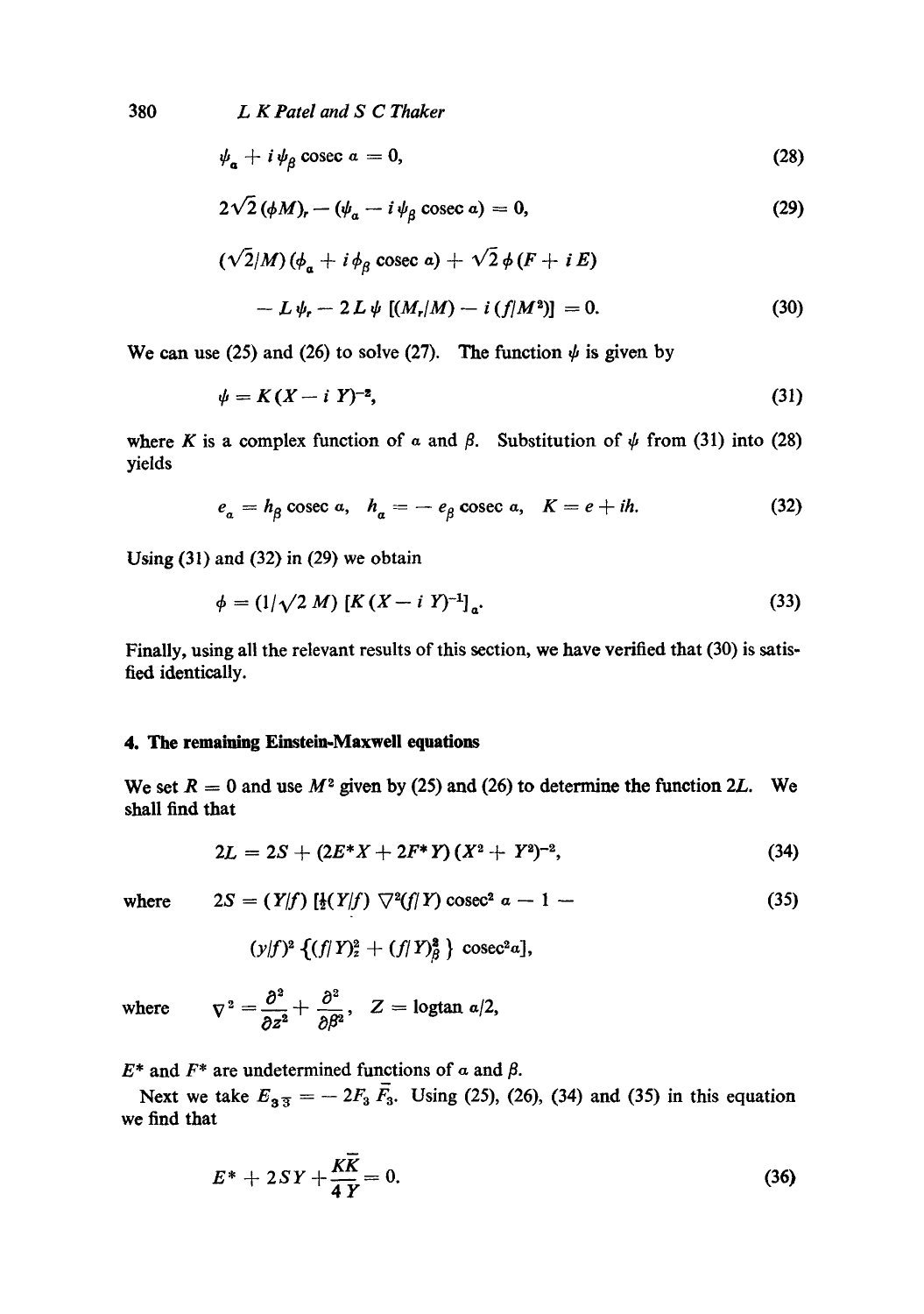$$\psi_\alpha + i\,\psi_\beta \operatorname{cosec} \alpha = 0, \tag{28}$$

$$2\sqrt{2}\,(\phi M)_r - (\psi_\alpha - i\,\psi_\beta \operatorname{cosec} \alpha) = 0, \tag{29}$$

$$(\sqrt{2}/M)\,(\phi_\alpha + i\,\phi_\beta \operatorname{cosec} \alpha) + \sqrt{2}\,\phi\,(F + i\,E) - L\,\psi_r - 2\,L\,\psi\,[(M_r/M) - i\,(f/M^2)] = 0. \tag{30}$$

We can use (25) and (26) to solve (27). The function $\psi$ is given by

$$\psi = K(X - i\,Y)^{-2}, \tag{31}$$

where $K$ is a complex function of $\alpha$ and $\beta$. Substitution of $\psi$ from (31) into (28) yields

$$e_\alpha = h_\beta \operatorname{cosec} \alpha, \quad h_\alpha = -\,e_\beta \operatorname{cosec} \alpha, \quad K = e + ih. \tag{32}$$

Using (31) and (32) in (29) we obtain

$$\phi = (1/\sqrt{2}\,M)\,[K(X - i\,Y)^{-1}]_\alpha. \tag{33}$$

Finally, using all the relevant results of this section, we have verified that (30) is satisfied identically.

## 4. The remaining Einstein-Maxwell equations

We set $R = 0$ and use $M^2$ given by (25) and (26) to determine the function $2L$. We shall find that

$$2L = 2S + (2E^*X + 2F^*Y)\,(X^2 + Y^2)^{-2}, \tag{34}$$

where
$$2S = (Y/f)\,[\tfrac{1}{2}(Y/f)\,\nabla^2(f/Y) \operatorname{cosec}^2 \alpha - 1 - (y/f)^2 \{(f/Y)_z^2 + (f/Y)_\beta^2\} \operatorname{cosec}^2 \alpha], \tag{35}$$

where
$$\nabla^2 = \frac{\partial^2}{\partial z^2} + \frac{\partial^2}{\partial \beta^2}, \quad Z = \log\tan \alpha/2,$$

$E^*$ and $F^*$ are undetermined functions of $\alpha$ and $\beta$.

Next we take $E_{3\bar{3}} = -\,2F_3\,\bar{F}_3$. Using (25), (26), (34) and (35) in this equation we find that

$$E^* + 2SY + \frac{K\bar{K}}{4Y} = 0. \tag{36}$$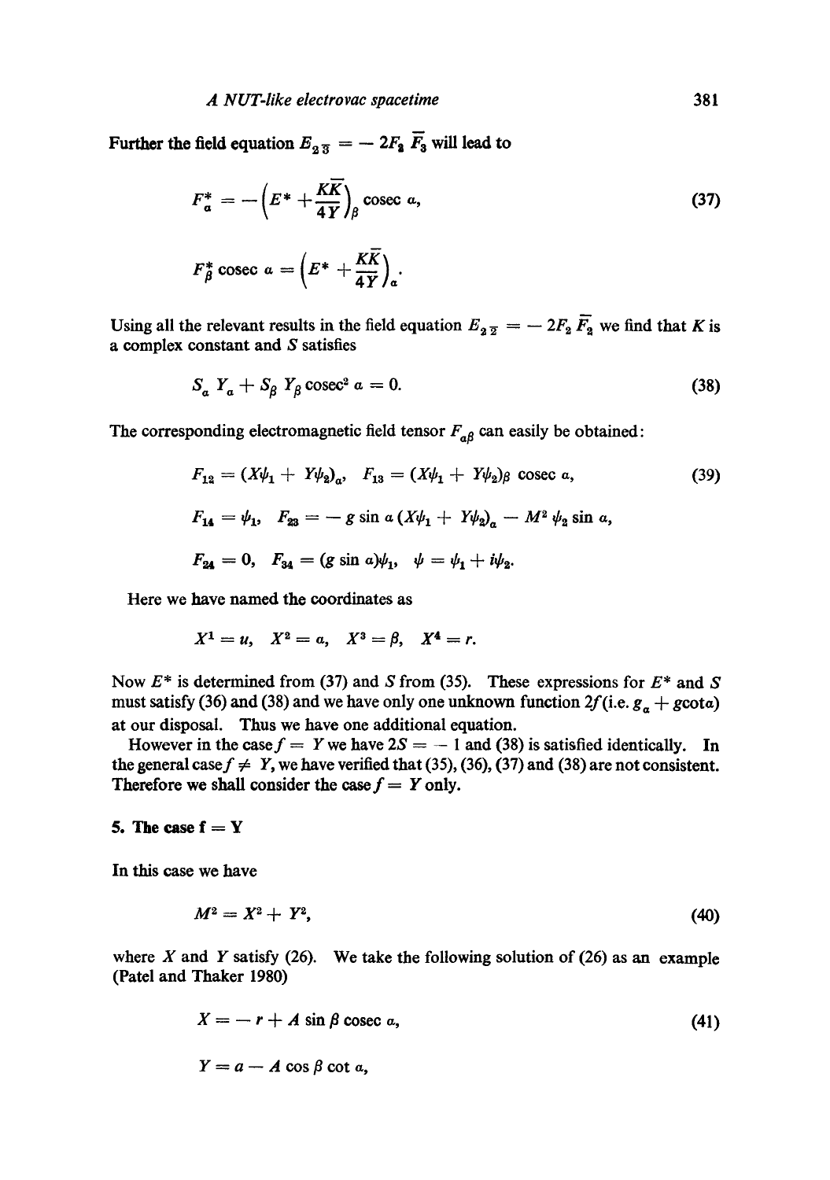Further the field equation $E_{2\bar{3}} = -2F_2\bar{F}_3$ will lead to

$$F^*_\alpha = -\left(E^* + \frac{K\bar{K}}{4Y}\right)_\beta \operatorname{cosec}\alpha, \tag{37}$$

$$F^*_\beta \operatorname{cosec}\alpha = \left(E^* + \frac{K\bar{K}}{4Y}\right)_\alpha.$$

Using all the relevant results in the field equation $E_{2\bar{2}} = -2F_2\bar{F}_2$ we find that $K$ is a complex constant and $S$ satisfies

$$S_\alpha Y_\alpha + S_\beta Y_\beta \operatorname{cosec}^2\alpha = 0. \tag{38}$$

The corresponding electromagnetic field tensor $F_{\alpha\beta}$ can easily be obtained:

$$F_{12} = (X\psi_1 + Y\psi_2)_\alpha, \quad F_{13} = (X\psi_1 + Y\psi_2)_\beta \operatorname{cosec}\alpha, \tag{39}$$

$$F_{14} = \psi_1, \quad F_{23} = -g\sin\alpha\,(X\psi_1 + Y\psi_2)_\alpha - M^2\psi_2\sin\alpha,$$

$$F_{24} = 0, \quad F_{34} = (g\sin\alpha)\psi_1, \quad \psi = \psi_1 + i\psi_2.$$

Here we have named the coordinates as

$$X^1 = u, \quad X^2 = \alpha, \quad X^3 = \beta, \quad X^4 = r.$$

Now $E^*$ is determined from (37) and $S$ from (35). These expressions for $E^*$ and $S$ must satisfy (36) and (38) and we have only one unknown function $2f$ (i.e. $g_\alpha + g\cot\alpha$) at our disposal. Thus we have one additional equation.

However in the case $f = Y$ we have $2S = -1$ and (38) is satisfied identically. In the general case $f \neq Y$, we have verified that (35), (36), (37) and (38) are not consistent. Therefore we shall consider the case $f = Y$ only.

## 5. The case f = Y

In this case we have

$$M^2 = X^2 + Y^2, \tag{40}$$

where $X$ and $Y$ satisfy (26). We take the following solution of (26) as an example (Patel and Thaker 1980)

$$X = -r + A\sin\beta\operatorname{cosec}\alpha, \tag{41}$$

$$Y = a - A\cos\beta\cot\alpha,$$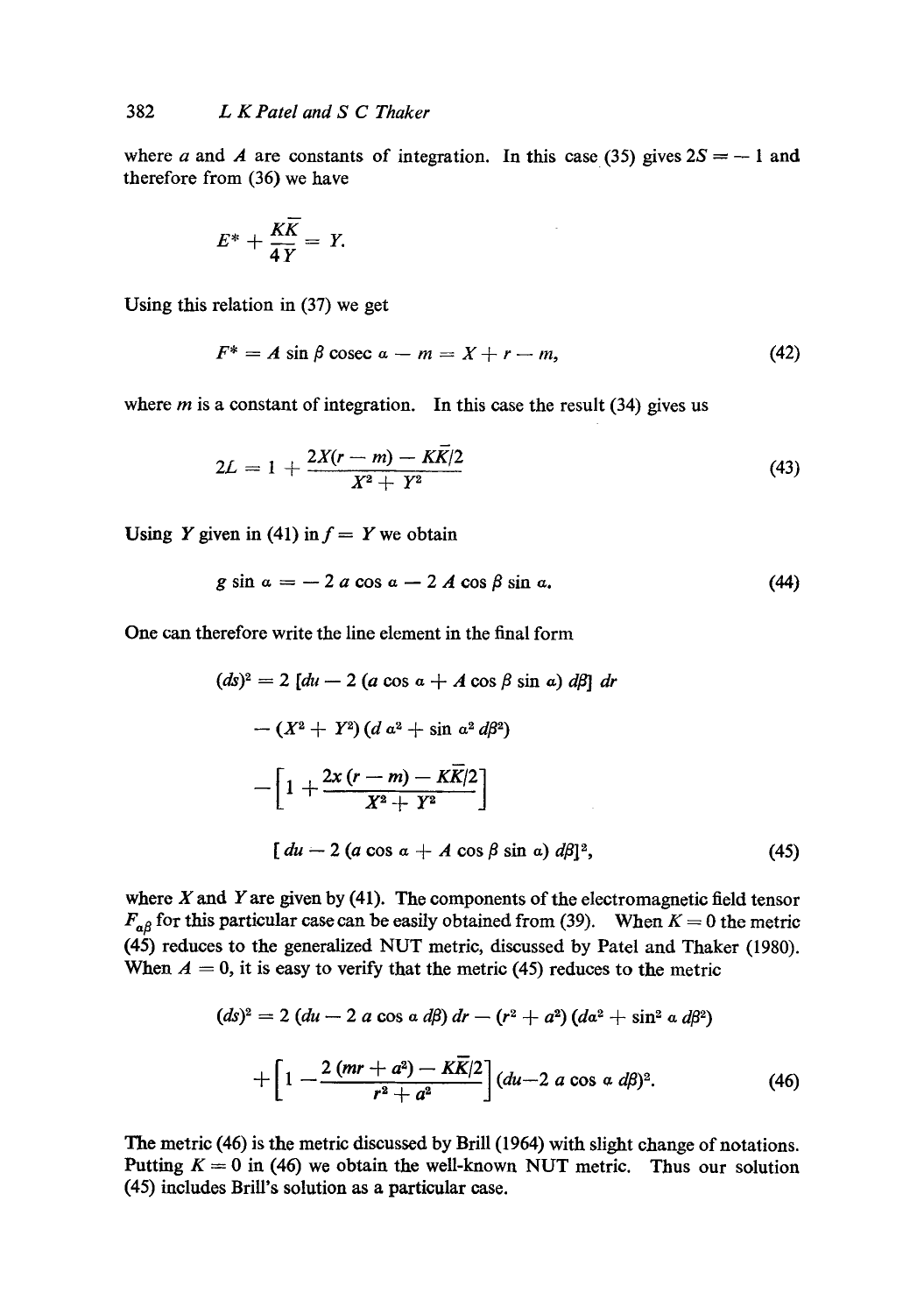where $a$ and $A$ are constants of integration. In this case (35) gives $2S = -1$ and therefore from (36) we have

$$E^* + \frac{K\bar{K}}{4Y} = Y.$$

Using this relation in (37) we get

$$F^* = A \sin \beta \operatorname{cosec} \alpha - m = X + r - m, \tag{42}$$

where $m$ is a constant of integration. In this case the result (34) gives us

$$2L = 1 + \frac{2X(r-m) - K\bar{K}/2}{X^2 + Y^2} \tag{43}$$

Using $Y$ given in (41) in $f = Y$ we obtain

$$g \sin \alpha = -2\, a \cos \alpha - 2\, A \cos \beta \sin \alpha. \tag{44}$$

One can therefore write the line element in the final form

$$\begin{aligned}(ds)^2 &= 2\,[du - 2\,(a \cos \alpha + A \cos \beta \sin \alpha)\, d\beta]\, dr \\ &\quad - (X^2 + Y^2)\,(d\,\alpha^2 + \sin \alpha^2\, d\beta^2) \\ &\quad - \left[1 + \frac{2x\,(r-m) - K\bar{K}/2}{X^2 + Y^2}\right] \\ &\quad [\,du - 2\,(a \cos \alpha + A \cos \beta \sin \alpha)\, d\beta]^2,\end{aligned} \tag{45}$$

where $X$ and $Y$ are given by (41). The components of the electromagnetic field tensor $F_{\alpha\beta}$ for this particular case can be easily obtained from (39). When $K = 0$ the metric (45) reduces to the generalized NUT metric, discussed by Patel and Thaker (1980). When $A = 0$, it is easy to verify that the metric (45) reduces to the metric

$$\begin{aligned}(ds)^2 &= 2\,(du - 2\,a \cos \alpha\, d\beta)\, dr - (r^2 + a^2)\,(d\alpha^2 + \sin^2 \alpha\, d\beta^2) \\ &\quad + \left[1 - \frac{2\,(mr + a^2) - K\bar{K}/2}{r^2 + a^2}\right](du - 2\,a \cos \alpha\, d\beta)^2.\end{aligned} \tag{46}$$

The metric (46) is the metric discussed by Brill (1964) with slight change of notations. Putting $K = 0$ in (46) we obtain the well-known NUT metric. Thus our solution (45) includes Brill's solution as a particular case.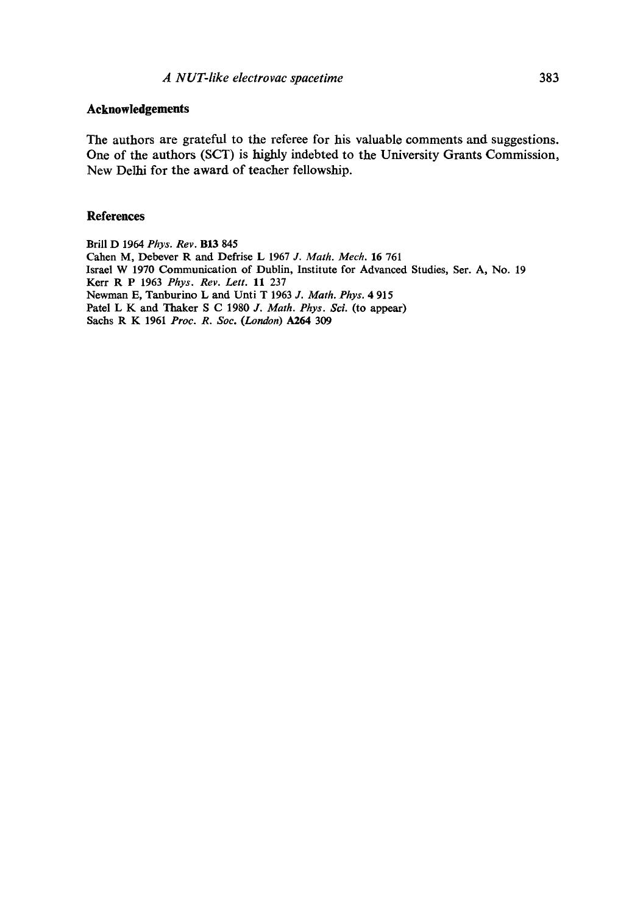## Acknowledgements

The authors are grateful to the referee for his valuable comments and suggestions. One of the authors (SCT) is highly indebted to the University Grants Commission, New Delhi for the award of teacher fellowship.

## References

Brill D 1964 *Phys. Rev.* **B13** 845

Cahen M, Debever R and Defrise L 1967 *J. Math. Mech.* **16** 761

Israel W 1970 Communication of Dublin, Institute for Advanced Studies, Ser. A, No. 19

Kerr R P 1963 *Phys. Rev. Lett.* **11** 237

Newman E, Tanburino L and Unti T 1963 *J. Math. Phys.* **4** 915

Patel L K and Thaker S C 1980 *J. Math. Phys. Sci.* (to appear)

Sachs R K 1961 *Proc. R. Soc. (London)* **A264** 309